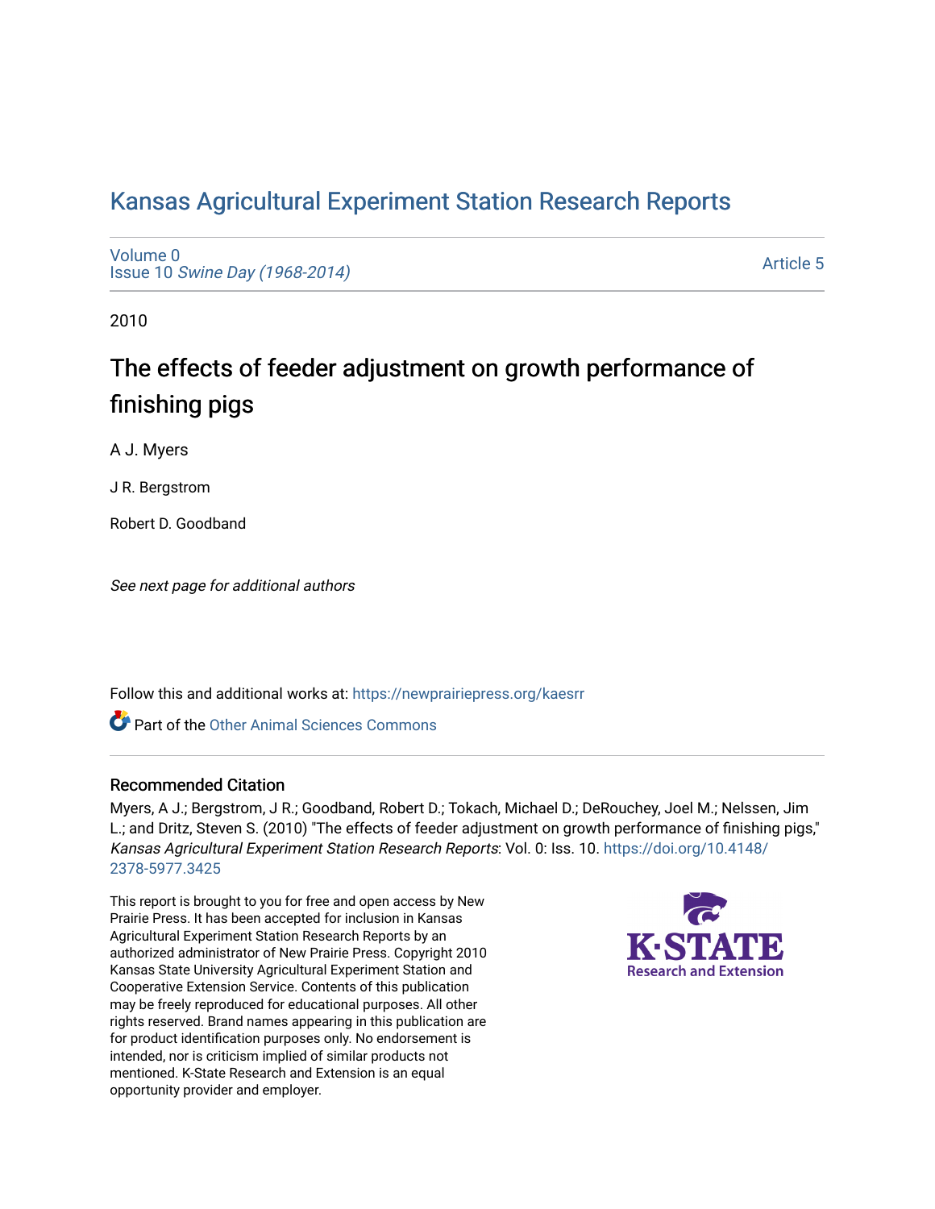# Kansas Agricultural Experiment Station Research Reports

Volume 0
Issue 10 *Swine Day (1968-2014)*

Article 5

2010

## The effects of feeder adjustment on growth performance of finishing pigs

A J. Myers

J R. Bergstrom

Robert D. Goodband

*See next page for additional authors*

Follow this and additional works at: https://newprairiepress.org/kaesrr

Part of the Other Animal Sciences Commons

### Recommended Citation

Myers, A J.; Bergstrom, J R.; Goodband, Robert D.; Tokach, Michael D.; DeRouchey, Joel M.; Nelssen, Jim L.; and Dritz, Steven S. (2010) "The effects of feeder adjustment on growth performance of finishing pigs," *Kansas Agricultural Experiment Station Research Reports*: Vol. 0: Iss. 10. https://doi.org/10.4148/2378-5977.3425

This report is brought to you for free and open access by New Prairie Press. It has been accepted for inclusion in Kansas Agricultural Experiment Station Research Reports by an authorized administrator of New Prairie Press. Copyright 2010 Kansas State University Agricultural Experiment Station and Cooperative Extension Service. Contents of this publication may be freely reproduced for educational purposes. All other rights reserved. Brand names appearing in this publication are for product identification purposes only. No endorsement is intended, nor is criticism implied of similar products not mentioned. K-State Research and Extension is an equal opportunity provider and employer.

K-STATE Research and Extension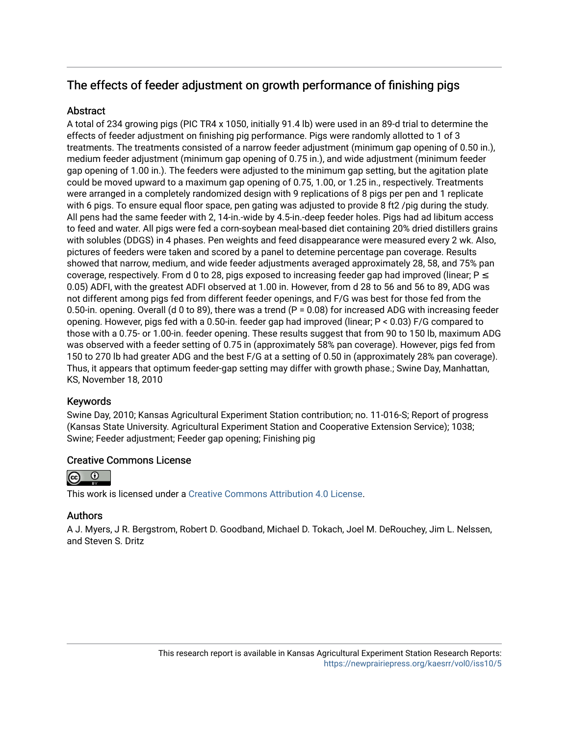## The effects of feeder adjustment on growth performance of finishing pigs

### Abstract

A total of 234 growing pigs (PIC TR4 x 1050, initially 91.4 lb) were used in an 89-d trial to determine the effects of feeder adjustment on finishing pig performance. Pigs were randomly allotted to 1 of 3 treatments. The treatments consisted of a narrow feeder adjustment (minimum gap opening of 0.50 in.), medium feeder adjustment (minimum gap opening of 0.75 in.), and wide adjustment (minimum feeder gap opening of 1.00 in.). The feeders were adjusted to the minimum gap setting, but the agitation plate could be moved upward to a maximum gap opening of 0.75, 1.00, or 1.25 in., respectively. Treatments were arranged in a completely randomized design with 9 replications of 8 pigs per pen and 1 replicate with 6 pigs. To ensure equal floor space, pen gating was adjusted to provide 8 ft2 /pig during the study. All pens had the same feeder with 2, 14-in.-wide by 4.5-in.-deep feeder holes. Pigs had ad libitum access to feed and water. All pigs were fed a corn-soybean meal-based diet containing 20% dried distillers grains with solubles (DDGS) in 4 phases. Pen weights and feed disappearance were measured every 2 wk. Also, pictures of feeders were taken and scored by a panel to detemine percentage pan coverage. Results showed that narrow, medium, and wide feeder adjustments averaged approximately 28, 58, and 75% pan coverage, respectively. From d 0 to 28, pigs exposed to increasing feeder gap had improved (linear; $P \leq 0.05$) ADFI, with the greatest ADFI observed at 1.00 in. However, from d 28 to 56 and 56 to 89, ADG was not different among pigs fed from different feeder openings, and F/G was best for those fed from the 0.50-in. opening. Overall (d 0 to 89), there was a trend ($P = 0.08$) for increased ADG with increasing feeder opening. However, pigs fed with a 0.50-in. feeder gap had improved (linear; $P < 0.03$) F/G compared to those with a 0.75- or 1.00-in. feeder opening. These results suggest that from 90 to 150 lb, maximum ADG was observed with a feeder setting of 0.75 in (approximately 58% pan coverage). However, pigs fed from 150 to 270 lb had greater ADG and the best F/G at a setting of 0.50 in (approximately 28% pan coverage). Thus, it appears that optimum feeder-gap setting may differ with growth phase.; Swine Day, Manhattan, KS, November 18, 2010

### Keywords

Swine Day, 2010; Kansas Agricultural Experiment Station contribution; no. 11-016-S; Report of progress (Kansas State University. Agricultural Experiment Station and Cooperative Extension Service); 1038; Swine; Feeder adjustment; Feeder gap opening; Finishing pig

### Creative Commons License

This work is licensed under a Creative Commons Attribution 4.0 License.

### Authors

A J. Myers, J R. Bergstrom, Robert D. Goodband, Michael D. Tokach, Joel M. DeRouchey, Jim L. Nelssen, and Steven S. Dritz

This research report is available in Kansas Agricultural Experiment Station Research Reports: https://newprairiepress.org/kaesrr/vol0/iss10/5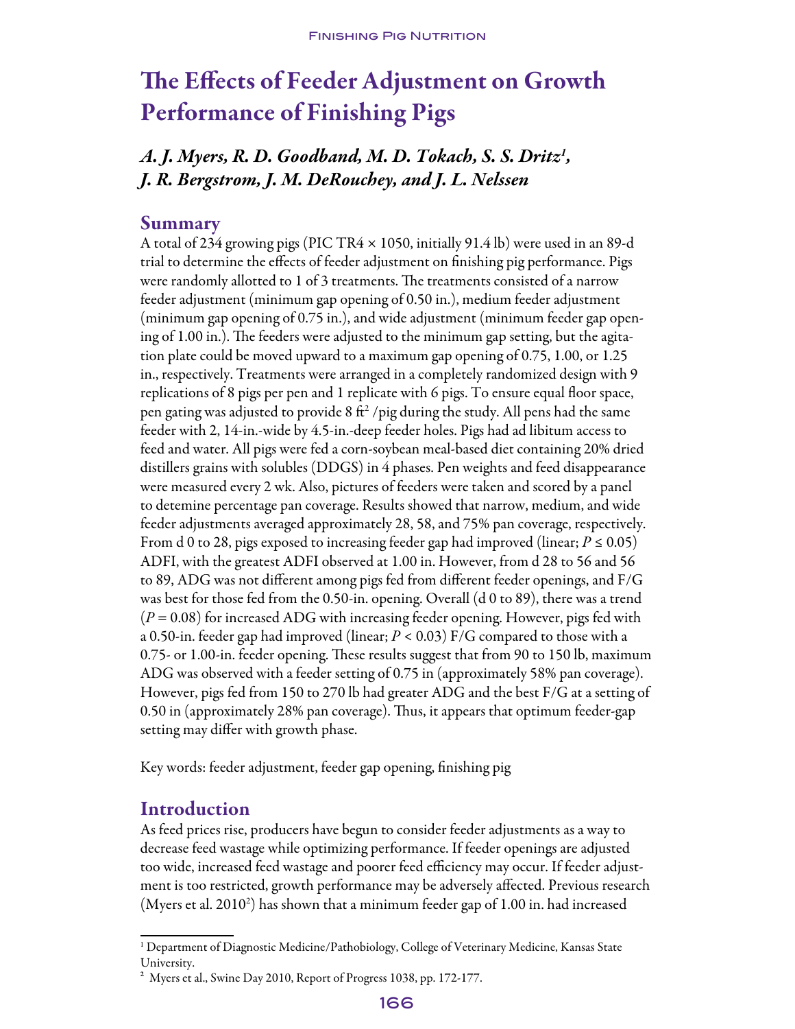# The Effects of Feeder Adjustment on Growth Performance of Finishing Pigs

*A. J. Myers, R. D. Goodband, M. D. Tokach, S. S. Dritz[1], J. R. Bergstrom, J. M. DeRouchey, and J. L. Nelssen*

## Summary

A total of 234 growing pigs (PIC TR4 × 1050, initially 91.4 lb) were used in an 89-d trial to determine the effects of feeder adjustment on finishing pig performance. Pigs were randomly allotted to 1 of 3 treatments. The treatments consisted of a narrow feeder adjustment (minimum gap opening of 0.50 in.), medium feeder adjustment (minimum gap opening of 0.75 in.), and wide adjustment (minimum feeder gap opening of 1.00 in.). The feeders were adjusted to the minimum gap setting, but the agitation plate could be moved upward to a maximum gap opening of 0.75, 1.00, or 1.25 in., respectively. Treatments were arranged in a completely randomized design with 9 replications of 8 pigs per pen and 1 replicate with 6 pigs. To ensure equal floor space, pen gating was adjusted to provide 8 $ft^2$ /pig during the study. All pens had the same feeder with 2, 14-in.-wide by 4.5-in.-deep feeder holes. Pigs had ad libitum access to feed and water. All pigs were fed a corn-soybean meal-based diet containing 20% dried distillers grains with solubles (DDGS) in 4 phases. Pen weights and feed disappearance were measured every 2 wk. Also, pictures of feeders were taken and scored by a panel to detemine percentage pan coverage. Results showed that narrow, medium, and wide feeder adjustments averaged approximately 28, 58, and 75% pan coverage, respectively. From d 0 to 28, pigs exposed to increasing feeder gap had improved (linear; $P \leq 0.05$) ADFI, with the greatest ADFI observed at 1.00 in. However, from d 28 to 56 and 56 to 89, ADG was not different among pigs fed from different feeder openings, and F/G was best for those fed from the 0.50-in. opening. Overall (d 0 to 89), there was a trend ($P = 0.08$) for increased ADG with increasing feeder opening. However, pigs fed with a 0.50-in. feeder gap had improved (linear; $P < 0.03$) F/G compared to those with a 0.75- or 1.00-in. feeder opening. These results suggest that from 90 to 150 lb, maximum ADG was observed with a feeder setting of 0.75 in (approximately 58% pan coverage). However, pigs fed from 150 to 270 lb had greater ADG and the best F/G at a setting of 0.50 in (approximately 28% pan coverage). Thus, it appears that optimum feeder-gap setting may differ with growth phase.

Key words: feeder adjustment, feeder gap opening, finishing pig

## Introduction

As feed prices rise, producers have begun to consider feeder adjustments as a way to decrease feed wastage while optimizing performance. If feeder openings are adjusted too wide, increased feed wastage and poorer feed efficiency may occur. If feeder adjustment is too restricted, growth performance may be adversely affected. Previous research (Myers et al. 2010[2]) has shown that a minimum feeder gap of 1.00 in. had increased

[1] Department of Diagnostic Medicine/Pathobiology, College of Veterinary Medicine, Kansas State University.

[2] Myers et al., Swine Day 2010, Report of Progress 1038, pp. 172-177.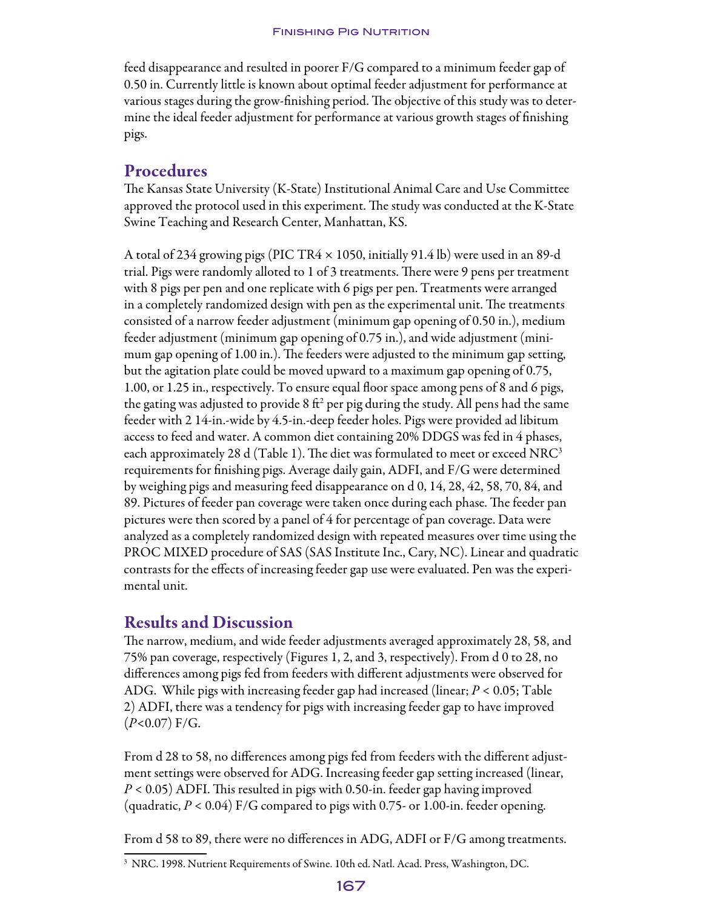feed disappearance and resulted in poorer F/G compared to a minimum feeder gap of 0.50 in. Currently little is known about optimal feeder adjustment for performance at various stages during the grow-finishing period. The objective of this study was to determine the ideal feeder adjustment for performance at various growth stages of finishing pigs.

## Procedures

The Kansas State University (K-State) Institutional Animal Care and Use Committee approved the protocol used in this experiment. The study was conducted at the K-State Swine Teaching and Research Center, Manhattan, KS.

A total of 234 growing pigs (PIC TR4 × 1050, initially 91.4 lb) were used in an 89-d trial. Pigs were randomly alloted to 1 of 3 treatments. There were 9 pens per treatment with 8 pigs per pen and one replicate with 6 pigs per pen. Treatments were arranged in a completely randomized design with pen as the experimental unit. The treatments consisted of a narrow feeder adjustment (minimum gap opening of 0.50 in.), medium feeder adjustment (minimum gap opening of 0.75 in.), and wide adjustment (minimum gap opening of 1.00 in.). The feeders were adjusted to the minimum gap setting, but the agitation plate could be moved upward to a maximum gap opening of 0.75, 1.00, or 1.25 in., respectively. To ensure equal floor space among pens of 8 and 6 pigs, the gating was adjusted to provide 8 $ft^2$ per pig during the study. All pens had the same feeder with 2 14-in.-wide by 4.5-in.-deep feeder holes. Pigs were provided ad libitum access to feed and water. A common diet containing 20% DDGS was fed in 4 phases, each approximately 28 d (Table 1). The diet was formulated to meet or exceed NRC[3] requirements for finishing pigs. Average daily gain, ADFI, and F/G were determined by weighing pigs and measuring feed disappearance on d 0, 14, 28, 42, 58, 70, 84, and 89. Pictures of feeder pan coverage were taken once during each phase. The feeder pan pictures were then scored by a panel of 4 for percentage of pan coverage. Data were analyzed as a completely randomized design with repeated measures over time using the PROC MIXED procedure of SAS (SAS Institute Inc., Cary, NC). Linear and quadratic contrasts for the effects of increasing feeder gap use were evaluated. Pen was the experimental unit.

## Results and Discussion

The narrow, medium, and wide feeder adjustments averaged approximately 28, 58, and 75% pan coverage, respectively (Figures 1, 2, and 3, respectively). From d 0 to 28, no differences among pigs fed from feeders with different adjustments were observed for ADG. While pigs with increasing feeder gap had increased (linear; $P < 0.05$; Table 2) ADFI, there was a tendency for pigs with increasing feeder gap to have improved ($P < 0.07$) F/G.

From d 28 to 58, no differences among pigs fed from feeders with the different adjustment settings were observed for ADG. Increasing feeder gap setting increased (linear, $P < 0.05$) ADFI. This resulted in pigs with 0.50-in. feeder gap having improved (quadratic, $P < 0.04$) F/G compared to pigs with 0.75- or 1.00-in. feeder opening.

From d 58 to 89, there were no differences in ADG, ADFI or F/G among treatments.

[3] NRC. 1998. Nutrient Requirements of Swine. 10th ed. Natl. Acad. Press, Washington, DC.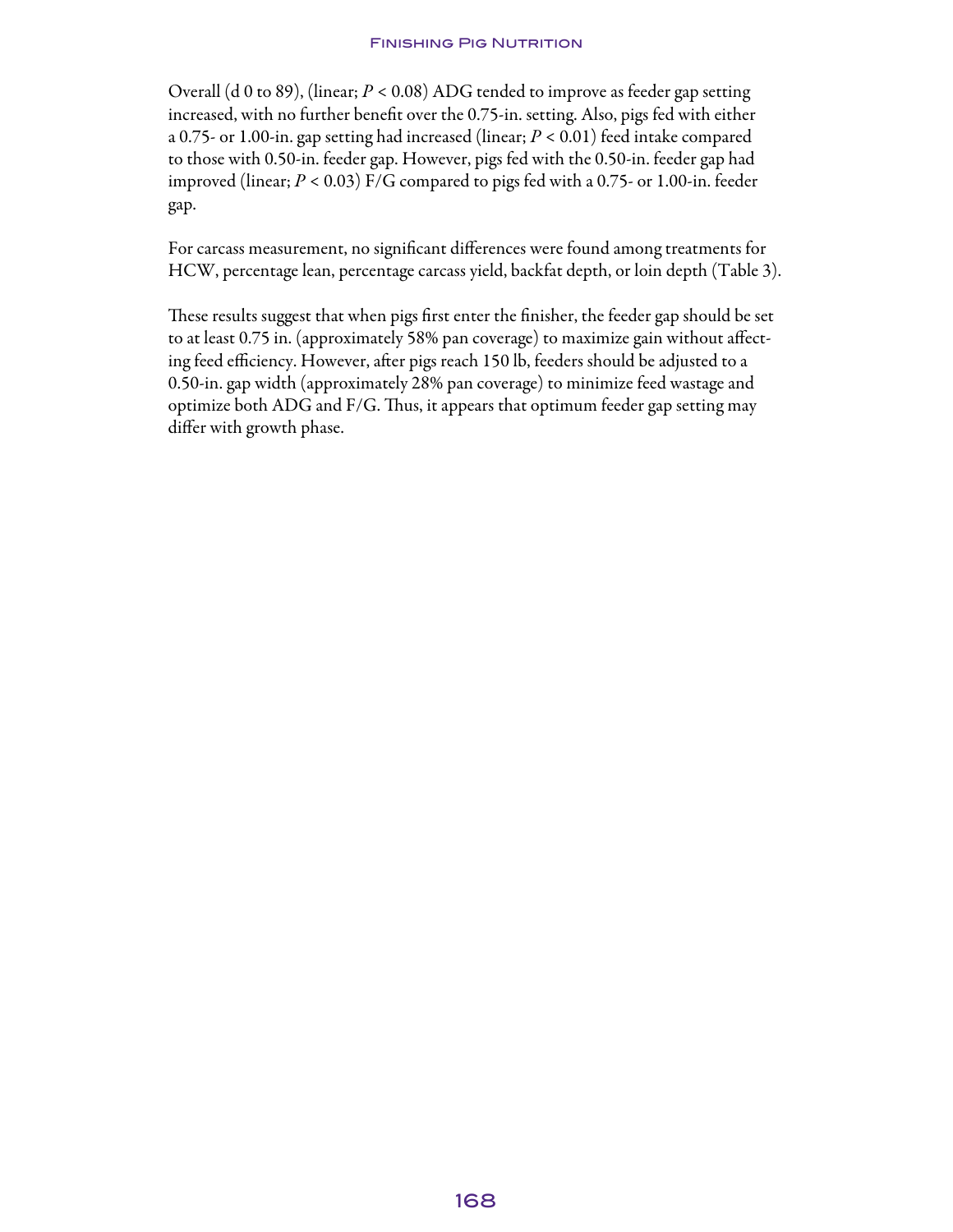Overall (d 0 to 89), (linear; $P < 0.08$) ADG tended to improve as feeder gap setting increased, with no further benefit over the 0.75-in. setting. Also, pigs fed with either a 0.75- or 1.00-in. gap setting had increased (linear; $P < 0.01$) feed intake compared to those with 0.50-in. feeder gap. However, pigs fed with the 0.50-in. feeder gap had improved (linear; $P < 0.03$) F/G compared to pigs fed with a 0.75- or 1.00-in. feeder gap.

For carcass measurement, no significant differences were found among treatments for HCW, percentage lean, percentage carcass yield, backfat depth, or loin depth (Table 3).

These results suggest that when pigs first enter the finisher, the feeder gap should be set to at least 0.75 in. (approximately 58% pan coverage) to maximize gain without affecting feed efficiency. However, after pigs reach 150 lb, feeders should be adjusted to a 0.50-in. gap width (approximately 28% pan coverage) to minimize feed wastage and optimize both ADG and F/G. Thus, it appears that optimum feeder gap setting may differ with growth phase.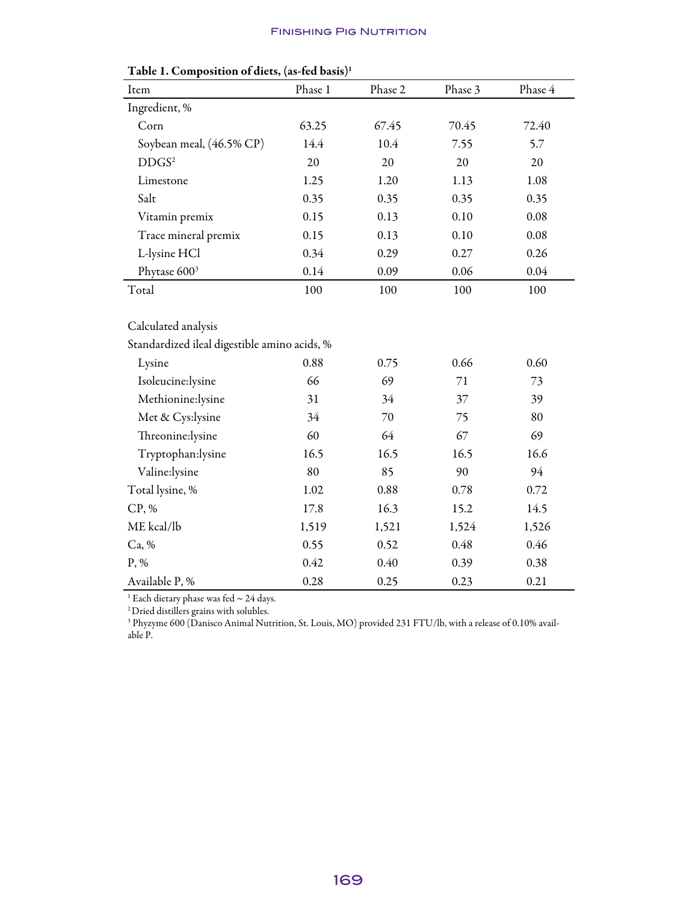**Table 1. Composition of diets, (as-fed basis)[1]**

| Item | Phase 1 | Phase 2 | Phase 3 | Phase 4 |
|---|---|---|---|---|
| Ingredient, % | | | | |
| Corn | 63.25 | 67.45 | 70.45 | 72.40 |
| Soybean meal, (46.5% CP) | 14.4 | 10.4 | 7.55 | 5.7 |
| DDGS[2] | 20 | 20 | 20 | 20 |
| Limestone | 1.25 | 1.20 | 1.13 | 1.08 |
| Salt | 0.35 | 0.35 | 0.35 | 0.35 |
| Vitamin premix | 0.15 | 0.13 | 0.10 | 0.08 |
| Trace mineral premix | 0.15 | 0.13 | 0.10 | 0.08 |
| L-lysine HCl | 0.34 | 0.29 | 0.27 | 0.26 |
| Phytase 600[3] | 0.14 | 0.09 | 0.06 | 0.04 |
| Total | 100 | 100 | 100 | 100 |
| | | | | |
| Calculated analysis | | | | |
| Standardized ileal digestible amino acids, % | | | | |
| Lysine | 0.88 | 0.75 | 0.66 | 0.60 |
| Isoleucine:lysine | 66 | 69 | 71 | 73 |
| Methionine:lysine | 31 | 34 | 37 | 39 |
| Met & Cys:lysine | 34 | 70 | 75 | 80 |
| Threonine:lysine | 60 | 64 | 67 | 69 |
| Tryptophan:lysine | 16.5 | 16.5 | 16.5 | 16.6 |
| Valine:lysine | 80 | 85 | 90 | 94 |
| Total lysine, % | 1.02 | 0.88 | 0.78 | 0.72 |
| CP, % | 17.8 | 16.3 | 15.2 | 14.5 |
| ME kcal/lb | 1,519 | 1,521 | 1,524 | 1,526 |
| Ca, % | 0.55 | 0.52 | 0.48 | 0.46 |
| P, % | 0.42 | 0.40 | 0.39 | 0.38 |
| Available P, % | 0.28 | 0.25 | 0.23 | 0.21 |

[1] Each dietary phase was fed ~ 24 days.

[2] Dried distillers grains with solubles.

[3] Phyzyme 600 (Danisco Animal Nutrition, St. Louis, MO) provided 231 FTU/lb, with a release of 0.10% available P.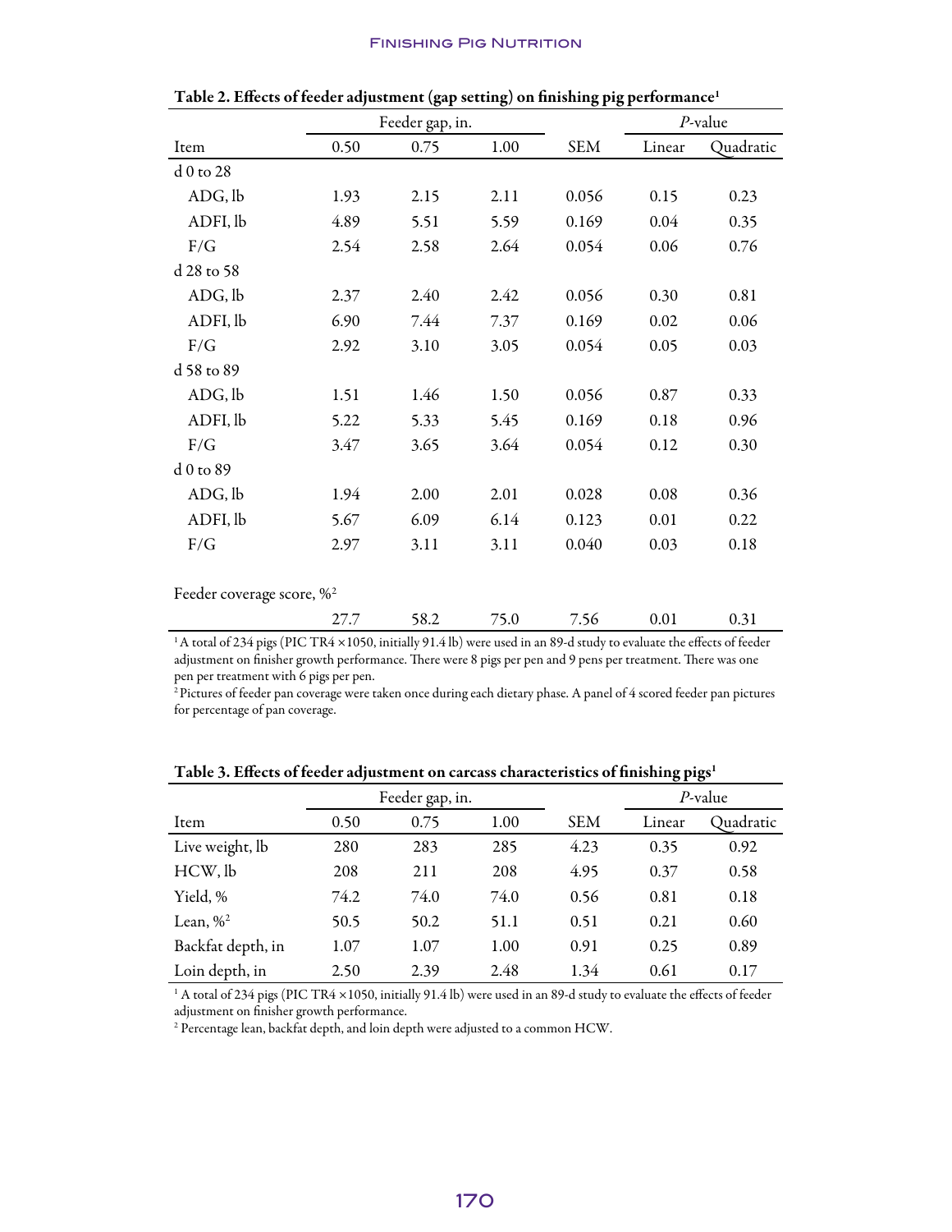**Table 2. Effects of feeder adjustment (gap setting) on finishing pig performance[1]**

| | Feeder gap, in. | | | | *P*-value | |
|---|---|---|---|---|---|---|
| Item | 0.50 | 0.75 | 1.00 | SEM | Linear | Quadratic |
| d 0 to 28 | | | | | | |
| ADG, lb | 1.93 | 2.15 | 2.11 | 0.056 | 0.15 | 0.23 |
| ADFI, lb | 4.89 | 5.51 | 5.59 | 0.169 | 0.04 | 0.35 |
| F/G | 2.54 | 2.58 | 2.64 | 0.054 | 0.06 | 0.76 |
| d 28 to 58 | | | | | | |
| ADG, lb | 2.37 | 2.40 | 2.42 | 0.056 | 0.30 | 0.81 |
| ADFI, lb | 6.90 | 7.44 | 7.37 | 0.169 | 0.02 | 0.06 |
| F/G | 2.92 | 3.10 | 3.05 | 0.054 | 0.05 | 0.03 |
| d 58 to 89 | | | | | | |
| ADG, lb | 1.51 | 1.46 | 1.50 | 0.056 | 0.87 | 0.33 |
| ADFI, lb | 5.22 | 5.33 | 5.45 | 0.169 | 0.18 | 0.96 |
| F/G | 3.47 | 3.65 | 3.64 | 0.054 | 0.12 | 0.30 |
| d 0 to 89 | | | | | | |
| ADG, lb | 1.94 | 2.00 | 2.01 | 0.028 | 0.08 | 0.36 |
| ADFI, lb | 5.67 | 6.09 | 6.14 | 0.123 | 0.01 | 0.22 |
| F/G | 2.97 | 3.11 | 3.11 | 0.040 | 0.03 | 0.18 |
| Feeder coverage score, %[2] | | | | | | |
| | 27.7 | 58.2 | 75.0 | 7.56 | 0.01 | 0.31 |

[1] A total of 234 pigs (PIC TR4 ×1050, initially 91.4 lb) were used in an 89-d study to evaluate the effects of feeder adjustment on finisher growth performance. There were 8 pigs per pen and 9 pens per treatment. There was one pen per treatment with 6 pigs per pen.

[2] Pictures of feeder pan coverage were taken once during each dietary phase. A panel of 4 scored feeder pan pictures for percentage of pan coverage.

**Table 3. Effects of feeder adjustment on carcass characteristics of finishing pigs[1]**

| | Feeder gap, in. | | | | *P*-value | |
|---|---|---|---|---|---|---|
| Item | 0.50 | 0.75 | 1.00 | SEM | Linear | Quadratic |
| Live weight, lb | 280 | 283 | 285 | 4.23 | 0.35 | 0.92 |
| HCW, lb | 208 | 211 | 208 | 4.95 | 0.37 | 0.58 |
| Yield, % | 74.2 | 74.0 | 74.0 | 0.56 | 0.81 | 0.18 |
| Lean, %[2] | 50.5 | 50.2 | 51.1 | 0.51 | 0.21 | 0.60 |
| Backfat depth, in | 1.07 | 1.07 | 1.00 | 0.91 | 0.25 | 0.89 |
| Loin depth, in | 2.50 | 2.39 | 2.48 | 1.34 | 0.61 | 0.17 |

[1] A total of 234 pigs (PIC TR4 ×1050, initially 91.4 lb) were used in an 89-d study to evaluate the effects of feeder adjustment on finisher growth performance.

[2] Percentage lean, backfat depth, and loin depth were adjusted to a common HCW.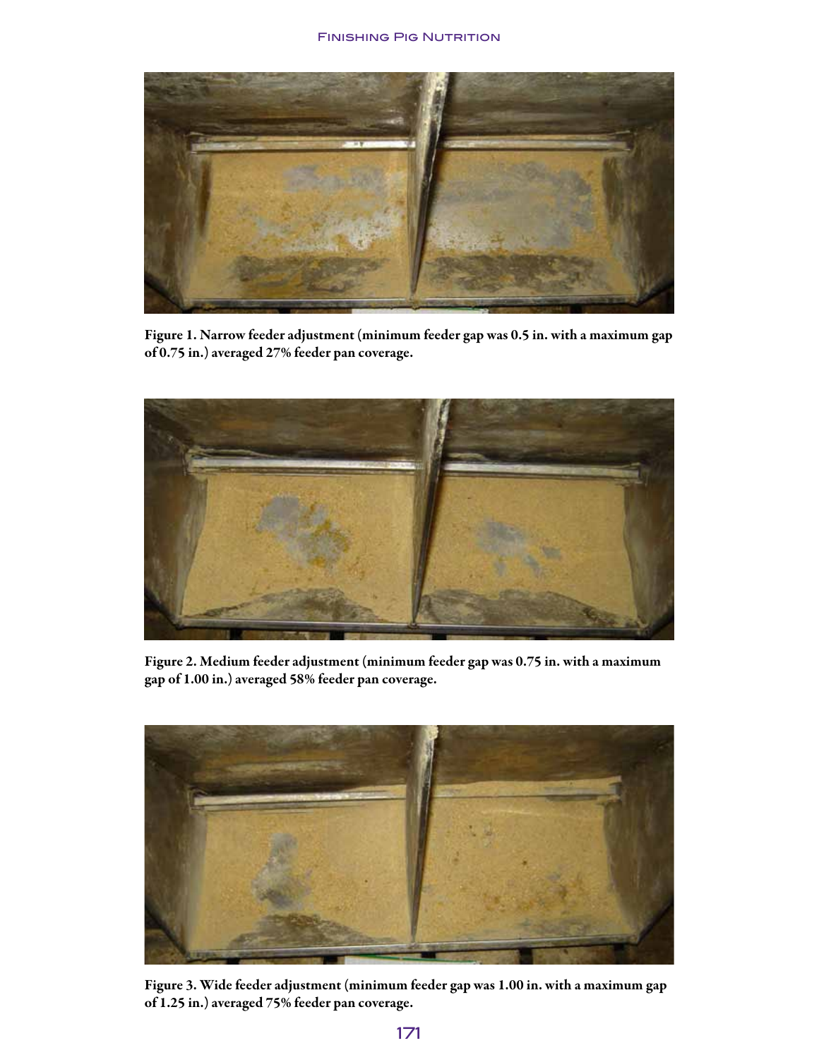Figure 1. Narrow feeder adjustment (minimum feeder gap was 0.5 in. with a maximum gap of 0.75 in.) averaged 27% feeder pan coverage.

Figure 2. Medium feeder adjustment (minimum feeder gap was 0.75 in. with a maximum gap of 1.00 in.) averaged 58% feeder pan coverage.

Figure 3. Wide feeder adjustment (minimum feeder gap was 1.00 in. with a maximum gap of 1.25 in.) averaged 75% feeder pan coverage.